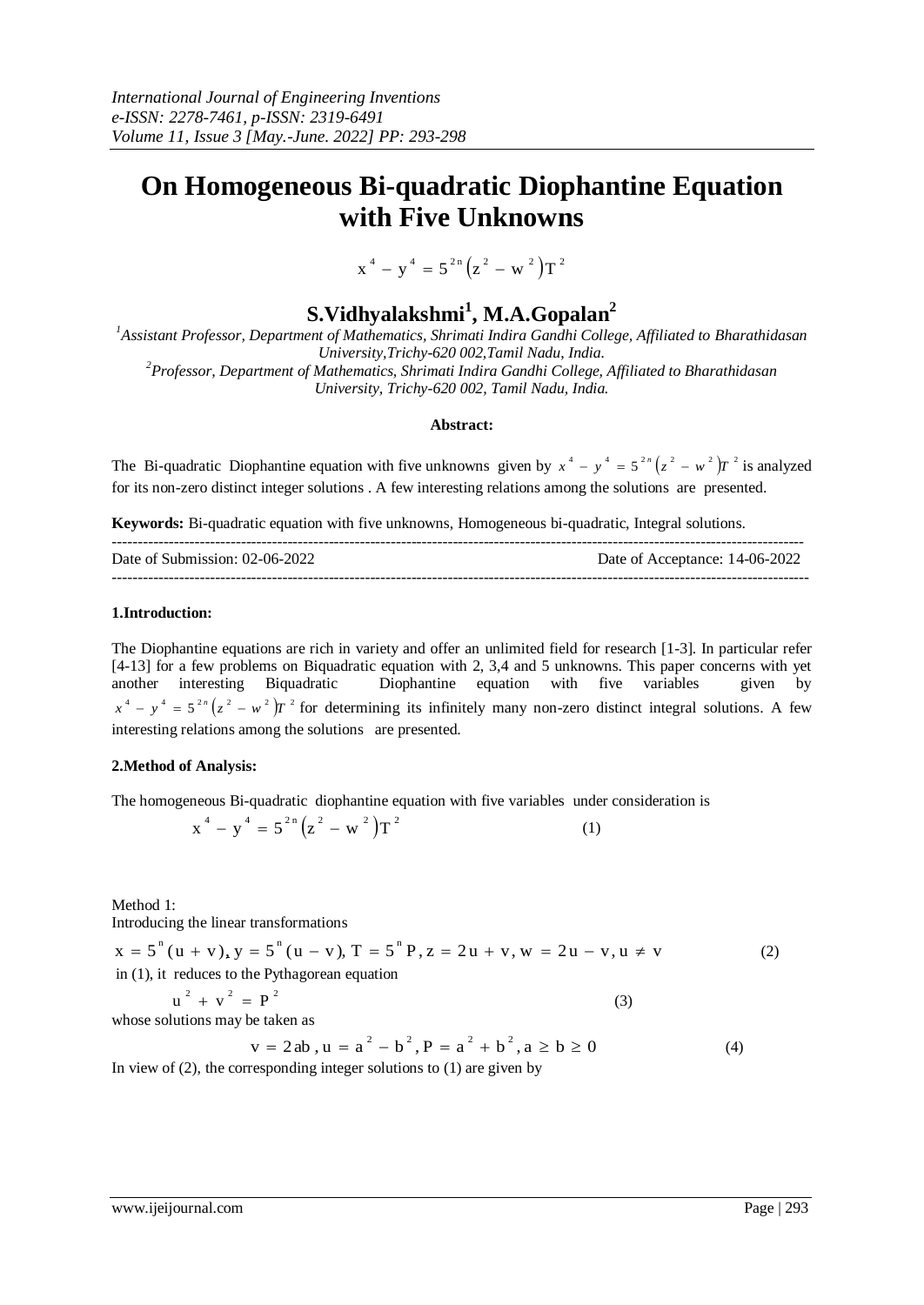*International Journal of Engineering Inventions*
*e-ISSN: 2278-7461, p-ISSN: 2319-6491*
*Volume 11, Issue 3 [May.-June. 2022] PP: 293-298*

# On Homogeneous Bi-quadratic Diophantine Equation with Five Unknowns

$$x^4 - y^4 = 5^{2n}\left(z^2 - w^2\right)T^2$$

## S.Vidhyalakshmi[1], M.A.Gopalan[2]

[1]*Assistant Professor, Department of Mathematics, Shrimati Indira Gandhi College, Affiliated to Bharathidasan University,Trichy-620 002,Tamil Nadu, India.*
[2]*Professor, Department of Mathematics, Shrimati Indira Gandhi College, Affiliated to Bharathidasan University, Trichy-620 002, Tamil Nadu, India.*

**Abstract:**

The Bi-quadratic Diophantine equation with five unknowns given by $x^4 - y^4 = 5^{2n}\left(z^2 - w^2\right)T^2$ is analyzed for its non-zero distinct integer solutions . A few interesting relations among the solutions are presented.

**Keywords:** Bi-quadratic equation with five unknowns, Homogeneous bi-quadratic, Integral solutions.

---

Date of Submission: 02-06-2022 Date of Acceptance: 14-06-2022

---

### 1.Introduction:

The Diophantine equations are rich in variety and offer an unlimited field for research [1-3]. In particular refer [4-13] for a few problems on Biquadratic equation with 2, 3,4 and 5 unknowns. This paper concerns with yet another interesting Biquadratic Diophantine equation with five variables given by $x^4 - y^4 = 5^{2n}\left(z^2 - w^2\right)T^2$ for determining its infinitely many non-zero distinct integral solutions. A few interesting relations among the solutions are presented.

### 2.Method of Analysis:

The homogeneous Bi-quadratic diophantine equation with five variables under consideration is

$$x^4 - y^4 = 5^{2n}\left(z^2 - w^2\right)T^2 \tag{1}$$

Method 1:
Introducing the linear transformations

$$x = 5^n(u+v),\; y = 5^n(u-v),\; T = 5^n P,\; z = 2u+v,\; w = 2u-v,\; u \neq v \tag{2}$$

in (1), it reduces to the Pythagorean equation

$$u^2 + v^2 = P^2 \tag{3}$$

whose solutions may be taken as

$$v = 2ab,\; u = a^2 - b^2,\; P = a^2 + b^2,\; a \geq b \geq 0 \tag{4}$$

In view of (2), the corresponding integer solutions to (1) are given by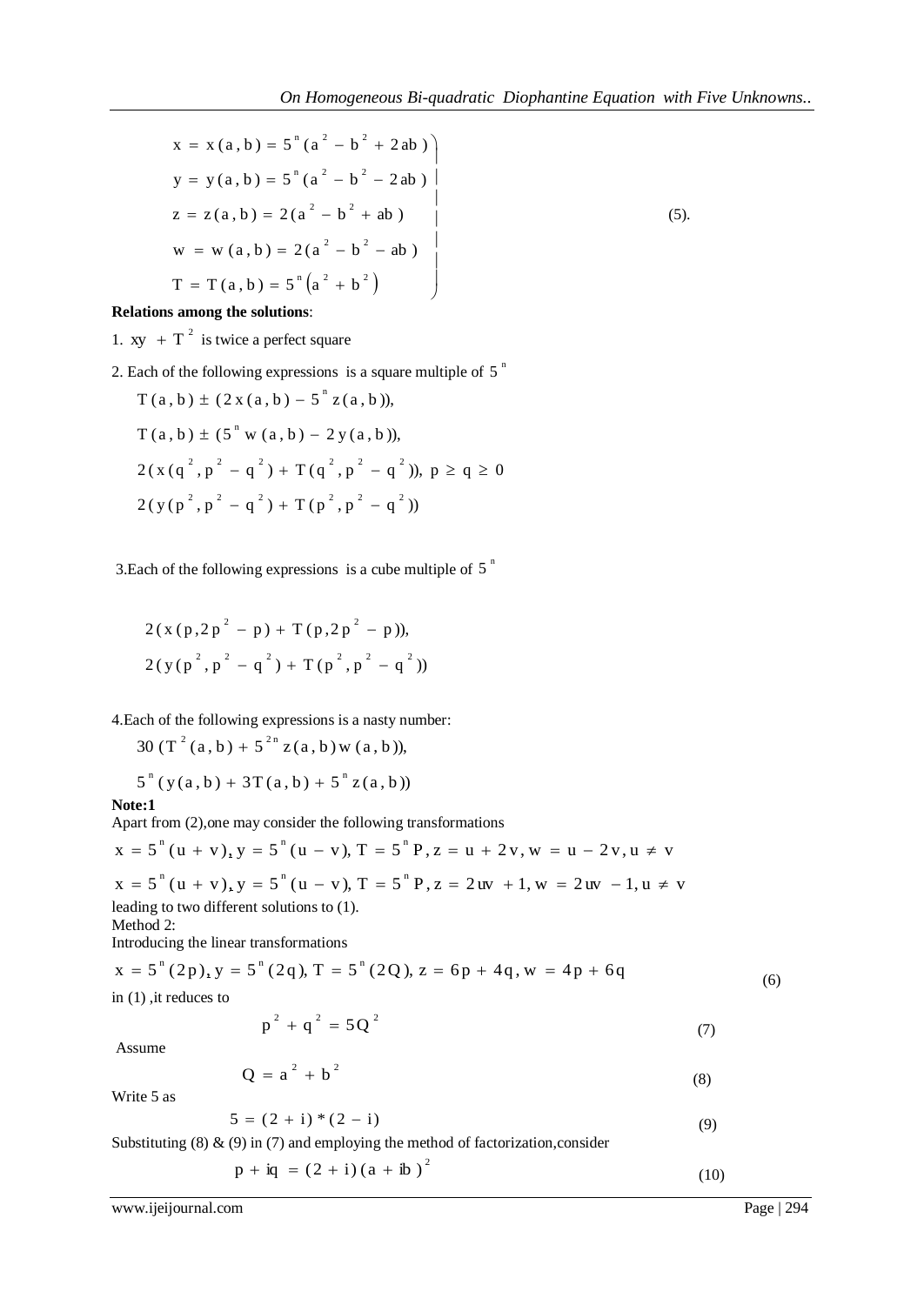$$
\left.
\begin{aligned}
x &= x(a,b) = 5^n (a^2 - b^2 + 2ab) \\
y &= y(a,b) = 5^n (a^2 - b^2 - 2ab) \\
z &= z(a,b) = 2(a^2 - b^2 + ab) \\
w &= w(a,b) = 2(a^2 - b^2 - ab) \\
T &= T(a,b) = 5^n \left(a^2 + b^2\right)
\end{aligned}
\right\} \quad (5).
$$

**Relations among the solutions**:

1. $xy + T^2$ is twice a perfect square

2. Each of the following expressions is a square multiple of $5^n$

$$T(a,b) \pm (2x(a,b) - 5^n z(a,b)),$$

$$T(a,b) \pm (5^n w(a,b) - 2y(a,b)),$$

$$2(x(q^2, p^2 - q^2) + T(q^2, p^2 - q^2)),\ p \geq q \geq 0$$

$$2(y(p^2, p^2 - q^2) + T(p^2, p^2 - q^2))$$

3.Each of the following expressions is a cube multiple of $5^n$

$$2(x(p, 2p^2 - p) + T(p, 2p^2 - p)),$$

$$2(y(p^2, p^2 - q^2) + T(p^2, p^2 - q^2))$$

4.Each of the following expressions is a nasty number:

$$30\,(T^2(a,b) + 5^{2n} z(a,b)\, w(a,b)),$$

$$5^n (y(a,b) + 3T(a,b) + 5^n z(a,b))$$

**Note:1**

Apart from (2),one may consider the following transformations

$$x = 5^n (u + v),\ y = 5^n (u - v),\ T = 5^n P,\ z = u + 2v,\ w = u - 2v,\ u \neq v$$

$$x = 5^n (u + v),\ y = 5^n (u - v),\ T = 5^n P,\ z = 2uv + 1,\ w = 2uv - 1,\ u \neq v$$

leading to two different solutions to (1).

Method 2:

Introducing the linear transformations

$$x = 5^n (2p),\ y = 5^n (2q),\ T = 5^n (2Q),\ z = 6p + 4q,\ w = 4p + 6q \quad (6)$$

in (1) ,it reduces to

$$p^2 + q^2 = 5Q^2 \quad (7)$$

Assume

$$Q = a^2 + b^2 \quad (8)$$

Write 5 as

$$5 = (2 + i) * (2 - i) \quad (9)$$

Substituting (8) & (9) in (7) and employing the method of factorization,consider

$$p + iq = (2 + i)(a + ib)^2 \quad (10)$$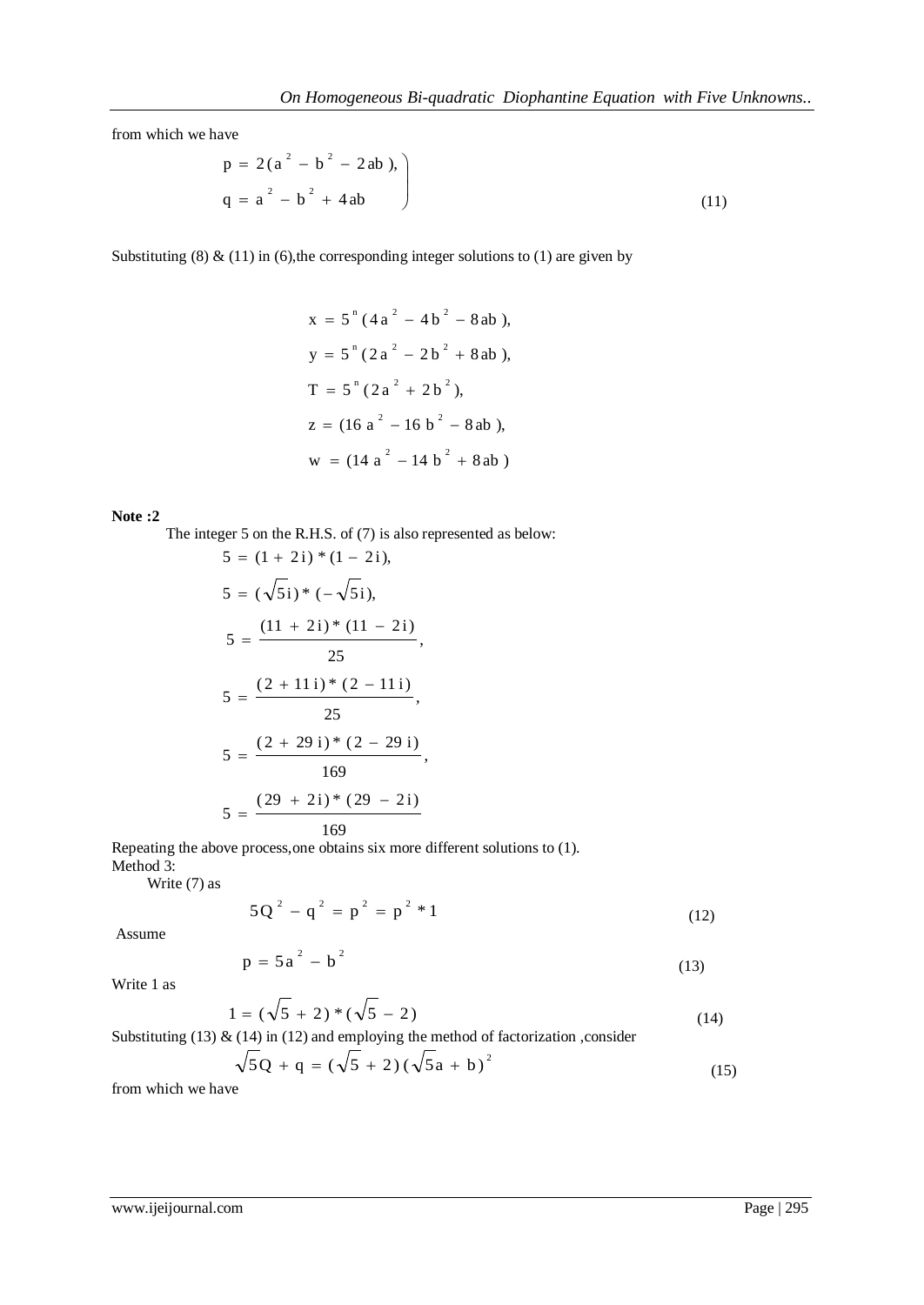from which we have

$$\left.\begin{aligned} p &= 2(a^2 - b^2 - 2ab), \\ q &= a^2 - b^2 + 4ab \end{aligned}\right\} \tag{11}$$

Substituting (8) & (11) in (6), the corresponding integer solutions to (1) are given by

$$x = 5^n (4a^2 - 4b^2 - 8ab),$$

$$y = 5^n (2a^2 - 2b^2 + 8ab),$$

$$T = 5^n (2a^2 + 2b^2),$$

$$z = (16a^2 - 16b^2 - 8ab),$$

$$w = (14a^2 - 14b^2 + 8ab)$$

**Note :2**

The integer 5 on the R.H.S. of (7) is also represented as below:

$$5 = (1 + 2i) * (1 - 2i),$$

$$5 = (\sqrt{5}i) * (-\sqrt{5}i),$$

$$5 = \frac{(11 + 2i) * (11 - 2i)}{25},$$

$$5 = \frac{(2 + 11i) * (2 - 11i)}{25},$$

$$5 = \frac{(2 + 29i) * (2 - 29i)}{169},$$

$$5 = \frac{(29 + 2i) * (29 - 2i)}{169}$$

Repeating the above process, one obtains six more different solutions to (1).

Method 3:

Write (7) as

$$5Q^2 - q^2 = p^2 = p^2 * 1 \tag{12}$$

Assume

$$p = 5a^2 - b^2 \tag{13}$$

Write 1 as

$$1 = (\sqrt{5} + 2) * (\sqrt{5} - 2) \tag{14}$$

Substituting (13) & (14) in (12) and employing the method of factorization, consider

$$\sqrt{5}Q + q = (\sqrt{5} + 2)(\sqrt{5}a + b)^2 \tag{15}$$

from which we have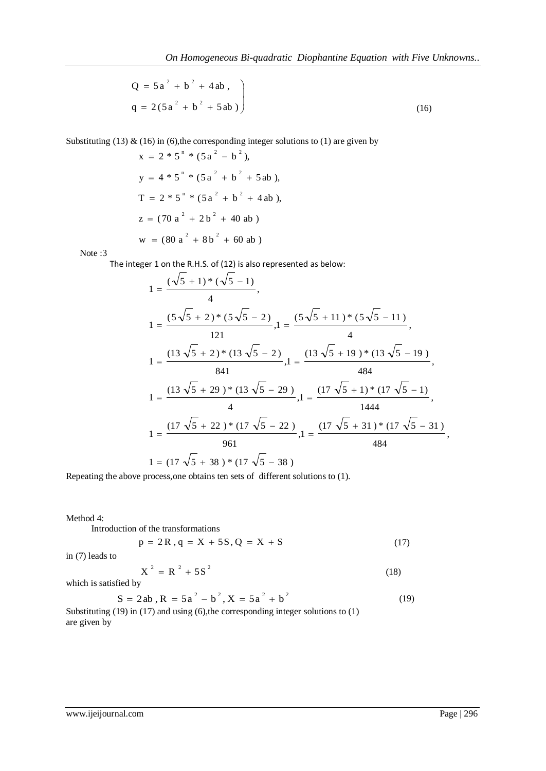$$\left.\begin{aligned} Q &= 5a^2 + b^2 + 4ab, \\ q &= 2(5a^2 + b^2 + 5ab) \end{aligned}\right\} \tag{16}$$

Substituting (13) & (16) in (6),the corresponding integer solutions to (1) are given by

$$x = 2 * 5^n * (5a^2 - b^2),$$

$$y = 4 * 5^n * (5a^2 + b^2 + 5ab),$$

$$T = 2 * 5^n * (5a^2 + b^2 + 4ab),$$

$$z = (70a^2 + 2b^2 + 40ab)$$

$$w = (80a^2 + 8b^2 + 60ab)$$

Note :3

The integer 1 on the R.H.S. of (12) is also represented as below:

$$1 = \frac{(\sqrt{5} + 1) * (\sqrt{5} - 1)}{4},$$

$$1 = \frac{(5\sqrt{5} + 2) * (5\sqrt{5} - 2)}{121}, 1 = \frac{(5\sqrt{5} + 11) * (5\sqrt{5} - 11)}{4},$$

$$1 = \frac{(13\sqrt{5} + 2) * (13\sqrt{5} - 2)}{841}, 1 = \frac{(13\sqrt{5} + 19) * (13\sqrt{5} - 19)}{484},$$

$$1 = \frac{(13\sqrt{5} + 29) * (13\sqrt{5} - 29)}{4}, 1 = \frac{(17\sqrt{5} + 1) * (17\sqrt{5} - 1)}{1444},$$

$$1 = \frac{(17\sqrt{5} + 22) * (17\sqrt{5} - 22)}{961}, 1 = \frac{(17\sqrt{5} + 31) * (17\sqrt{5} - 31)}{484},$$

$$1 = (17\sqrt{5} + 38) * (17\sqrt{5} - 38)$$

Repeating the above process,one obtains ten sets of different solutions to (1).

Method 4:

Introduction of the transformations

$$p = 2R, q = X + 5S, Q = X + S \tag{17}$$

in (7) leads to

$$X^2 = R^2 + 5S^2 \tag{18}$$

which is satisfied by

$$S = 2ab, R = 5a^2 - b^2, X = 5a^2 + b^2 \tag{19}$$

Substituting (19) in (17) and using (6),the corresponding integer solutions to (1) are given by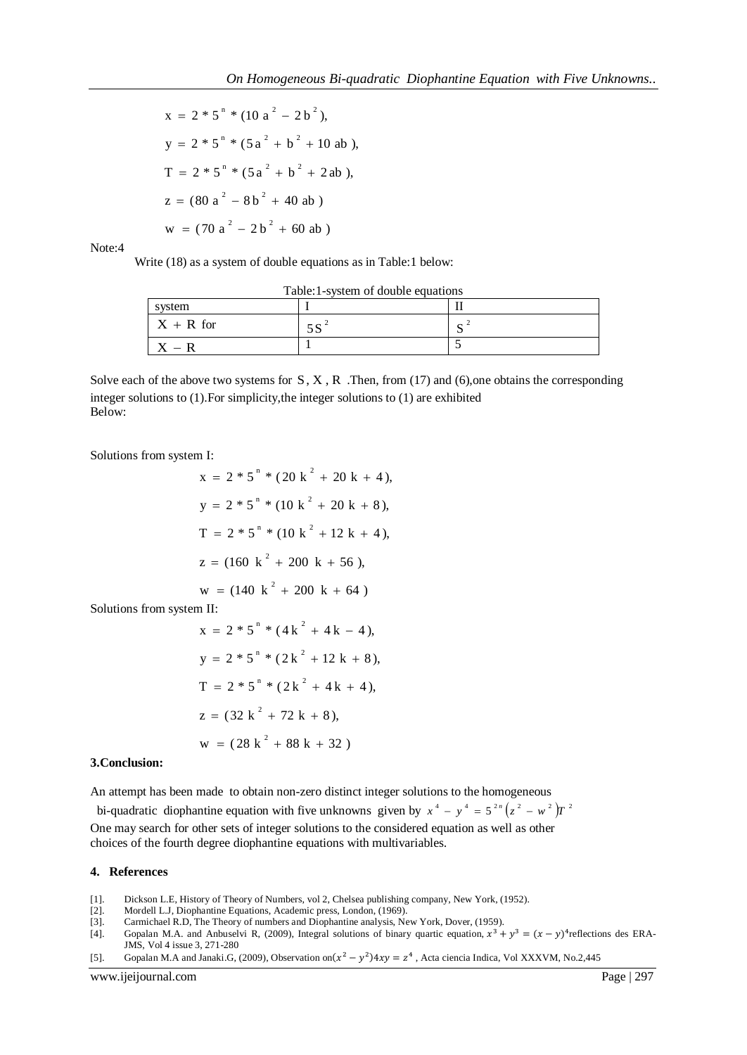$$x = 2 * 5^n * (10a^2 - 2b^2),$$

$$y = 2 * 5^n * (5a^2 + b^2 + 10ab),$$

$$T = 2 * 5^n * (5a^2 + b^2 + 2ab),$$

$$z = (80a^2 - 8b^2 + 40ab)$$

$$w = (70a^2 - 2b^2 + 60ab)$$

Note:4

Write (18) as a system of double equations as in Table:1 below:

Table:1-system of double equations

| system | I | II |
|---|---|---|
| $X + R$ for | $5S^2$ | $S^2$ |
| $X - R$ | 1 | 5 |

Solve each of the above two systems for $S, X, R$ .Then, from (17) and (6),one obtains the corresponding integer solutions to (1).For simplicity,the integer solutions to (1) are exhibited
Below:

Solutions from system I:

$$x = 2 * 5^n * (20k^2 + 20k + 4),$$

$$y = 2 * 5^n * (10k^2 + 20k + 8),$$

$$T = 2 * 5^n * (10k^2 + 12k + 4),$$

$$z = (160k^2 + 200k + 56),$$

$$w = (140k^2 + 200k + 64)$$

Solutions from system II:

$$x = 2 * 5^n * (4k^2 + 4k - 4),$$

$$y = 2 * 5^n * (2k^2 + 12k + 8),$$

$$T = 2 * 5^n * (2k^2 + 4k + 4),$$

$$z = (32k^2 + 72k + 8),$$

$$w = (28k^2 + 88k + 32)$$

**3.Conclusion:**

An attempt has been made to obtain non-zero distinct integer solutions to the homogeneous bi-quadratic diophantine equation with five unknowns given by $x^4 - y^4 = 5^{2n}(z^2 - w^2)T^2$
One may search for other sets of integer solutions to the considered equation as well as other choices of the fourth degree diophantine equations with multivariables.

## 4. References

[1]. Dickson L.E, History of Theory of Numbers, vol 2, Chelsea publishing company, New York, (1952).

[2]. Mordell L.J, Diophantine Equations, Academic press, London, (1969).

[3]. Carmichael R.D, The Theory of numbers and Diophantine analysis, New York, Dover, (1959).

[4]. Gopalan M.A. and Anbuselvi R, (2009), Integral solutions of binary quartic equation, $x^3 + y^3 = (x - y)^4$reflections des ERA-JMS, Vol 4 issue 3, 271-280

[5]. Gopalan M.A and Janaki.G, (2009), Observation on$(x^2 - y^2)4xy = z^4$ , Acta ciencia Indica, Vol XXXVM, No.2,445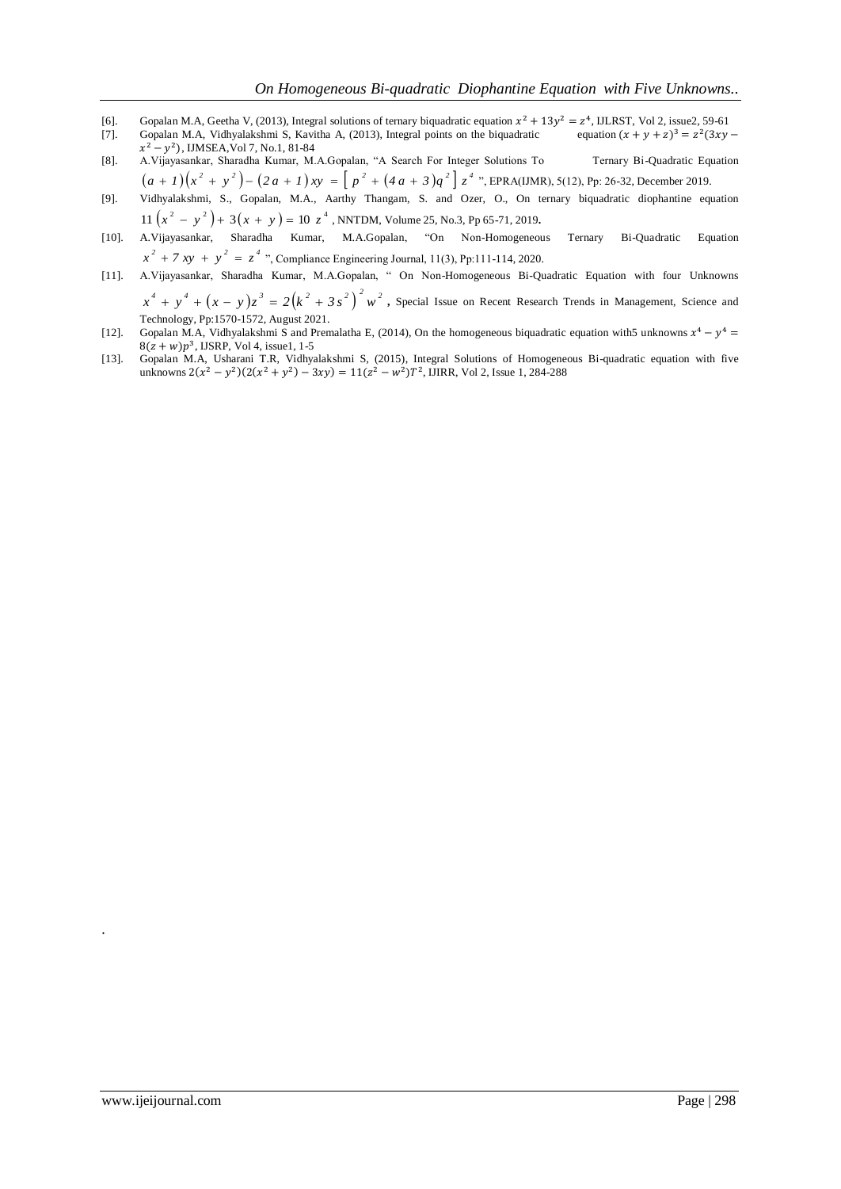[6]. Gopalan M.A, Geetha V, (2013), Integral solutions of ternary biquadratic equation $x^2 + 13y^2 = z^4$, IJLRST, Vol 2, issue2, 59-61

[7]. Gopalan M.A, Vidhyalakshmi S, Kavitha A, (2013), Integral points on the biquadratic equation $(x + y + z)^3 = z^2(3xy - x^2 - y^2)$, IJMSEA,Vol 7, No.1, 81-84

[8]. A.Vijayasankar, Sharadha Kumar, M.A.Gopalan, "A Search For Integer Solutions To Ternary Bi-Quadratic Equation $(a+1)(x^2 + y^2) - (2a+1)xy = \left[ p^2 + (4a+3)q^2 \right] z^4$ ", EPRA(IJMR), 5(12), Pp: 26-32, December 2019.

[9]. Vidhyalakshmi, S., Gopalan, M.A., Aarthy Thangam, S. and Ozer, O., On ternary biquadratic diophantine equation $11(x^2 - y^2) + 3(x + y) = 10z^4$, NNTDM, Volume 25, No.3, Pp 65-71, 2019.

[10]. A.Vijayasankar, Sharadha Kumar, M.A.Gopalan, "On Non-Homogeneous Ternary Bi-Quadratic Equation $x^2 + 7xy + y^2 = z^4$ ", Compliance Engineering Journal, 11(3), Pp:111-114, 2020.

[11]. A.Vijayasankar, Sharadha Kumar, M.A.Gopalan, " On Non-Homogeneous Bi-Quadratic Equation with four Unknowns $x^4 + y^4 + (x - y)z^3 = 2(k^2 + 3s^2)^2 w^2$, Special Issue on Recent Research Trends in Management, Science and Technology, Pp:1570-1572, August 2021.

[12]. Gopalan M.A, Vidhyalakshmi S and Premalatha E, (2014), On the homogeneous biquadratic equation with5 unknowns $x^4 - y^4 = 8(z + w)p^3$, IJSRP, Vol 4, issue1, 1-5

[13]. Gopalan M.A, Usharani T.R, Vidhyalakshmi S, (2015), Integral Solutions of Homogeneous Bi-quadratic equation with five unknowns $2(x^2 - y^2)(2(x^2 + y^2) - 3xy) = 11(z^2 - w^2)T^2$, IJIRR, Vol 2, Issue 1, 284-288

.